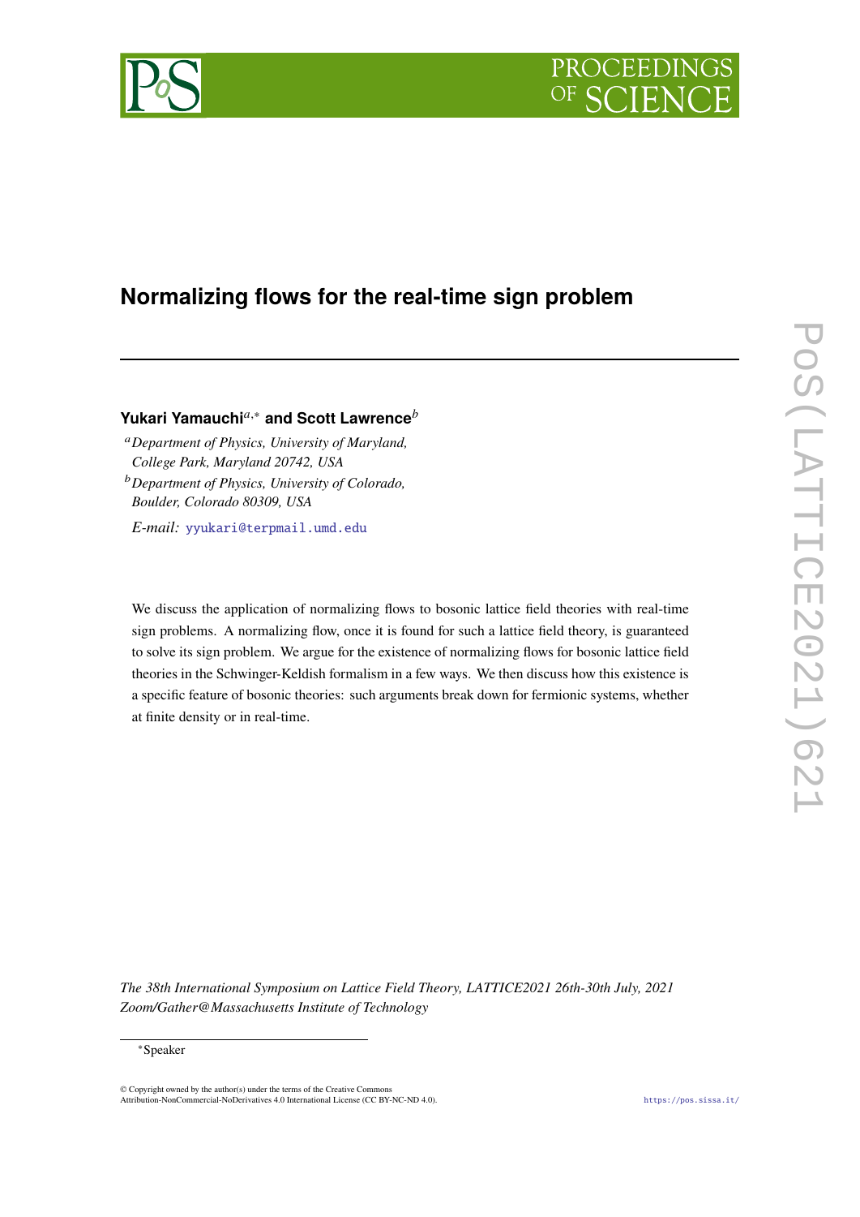# Normalizing flows for the real-time sign problem

**Yukari Yamauchi**[a,*] **and Scott Lawrence**[b]

[a] *Department of Physics, University of Maryland, College Park, Maryland 20742, USA*

[b] *Department of Physics, University of Colorado, Boulder, Colorado 80309, USA*

*E-mail:* yyukari@terpmail.umd.edu

We discuss the application of normalizing flows to bosonic lattice field theories with real-time sign problems. A normalizing flow, once it is found for such a lattice field theory, is guaranteed to solve its sign problem. We argue for the existence of normalizing flows for bosonic lattice field theories in the Schwinger-Keldish formalism in a few ways. We then discuss how this existence is a specific feature of bosonic theories: such arguments break down for fermionic systems, whether at finite density or in real-time.

*The 38th International Symposium on Lattice Field Theory, LATTICE2021 26th-30th July, 2021 Zoom/Gather@Massachusetts Institute of Technology*

[*] Speaker

© Copyright owned by the author(s) under the terms of the Creative Commons Attribution-NonCommercial-NoDerivatives 4.0 International License (CC BY-NC-ND 4.0).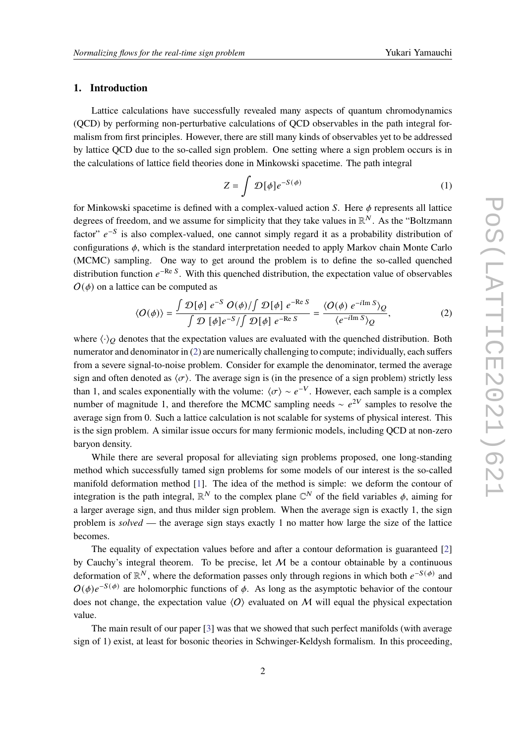## 1. Introduction

Lattice calculations have successfully revealed many aspects of quantum chromodynamics (QCD) by performing non-perturbative calculations of QCD observables in the path integral formalism from first principles. However, there are still many kinds of observables yet to be addressed by lattice QCD due to the so-called sign problem. One setting where a sign problem occurs is in the calculations of lattice field theories done in Minkowski spacetime. The path integral

$$Z = \int \mathcal{D}[\phi] e^{-S(\phi)} \tag{1}$$

for Minkowski spacetime is defined with a complex-valued action $S$. Here $\phi$ represents all lattice degrees of freedom, and we assume for simplicity that they take values in $\mathbb{R}^N$. As the "Boltzmann factor" $e^{-S}$ is also complex-valued, one cannot simply regard it as a probability distribution of configurations $\phi$, which is the standard interpretation needed to apply Markov chain Monte Carlo (MCMC) sampling. One way to get around the problem is to define the so-called quenched distribution function $e^{-\mathrm{Re}\, S}$. With this quenched distribution, the expectation value of observables $O(\phi)$ on a lattice can be computed as

$$\langle O(\phi) \rangle = \frac{\int \mathcal{D}[\phi]\ e^{-S}\ O(\phi) / \int \mathcal{D}[\phi]\ e^{-\mathrm{Re}\, S}}{\int \mathcal{D}\ [\phi] e^{-S} / \int \mathcal{D}[\phi]\ e^{-\mathrm{Re}\, S}} = \frac{\langle O(\phi)\ e^{-i\mathrm{Im}\, S} \rangle_Q}{\langle e^{-i\mathrm{Im}\, S} \rangle_Q}, \tag{2}$$

where $\langle \cdot \rangle_Q$ denotes that the expectation values are evaluated with the quenched distribution. Both numerator and denominator in (2) are numerically challenging to compute; individually, each suffers from a severe signal-to-noise problem. Consider for example the denominator, termed the average sign and often denoted as $\langle \sigma \rangle$. The average sign is (in the presence of a sign problem) strictly less than 1, and scales exponentially with the volume: $\langle \sigma \rangle \sim e^{-V}$. However, each sample is a complex number of magnitude 1, and therefore the MCMC sampling needs $\sim e^{2V}$ samples to resolve the average sign from 0. Such a lattice calculation is not scalable for systems of physical interest. This is the sign problem. A similar issue occurs for many fermionic models, including QCD at non-zero baryon density.

While there are several proposal for alleviating sign problems proposed, one long-standing method which successfully tamed sign problems for some models of our interest is the so-called manifold deformation method [1]. The idea of the method is simple: we deform the contour of integration is the path integral, $\mathbb{R}^N$ to the complex plane $\mathbb{C}^N$ of the field variables $\phi$, aiming for a larger average sign, and thus milder sign problem. When the average sign is exactly 1, the sign problem is *solved* — the average sign stays exactly 1 no matter how large the size of the lattice becomes.

The equality of expectation values before and after a contour deformation is guaranteed [2] by Cauchy's integral theorem. To be precise, let $\mathcal{M}$ be a contour obtainable by a continuous deformation of $\mathbb{R}^N$, where the deformation passes only through regions in which both $e^{-S(\phi)}$ and $O(\phi)e^{-S(\phi)}$ are holomorphic functions of $\phi$. As long as the asymptotic behavior of the contour does not change, the expectation value $\langle O \rangle$ evaluated on $\mathcal{M}$ will equal the physical expectation value.

The main result of our paper [3] was that we showed that such perfect manifolds (with average sign of 1) exist, at least for bosonic theories in Schwinger-Keldysh formalism. In this proceeding,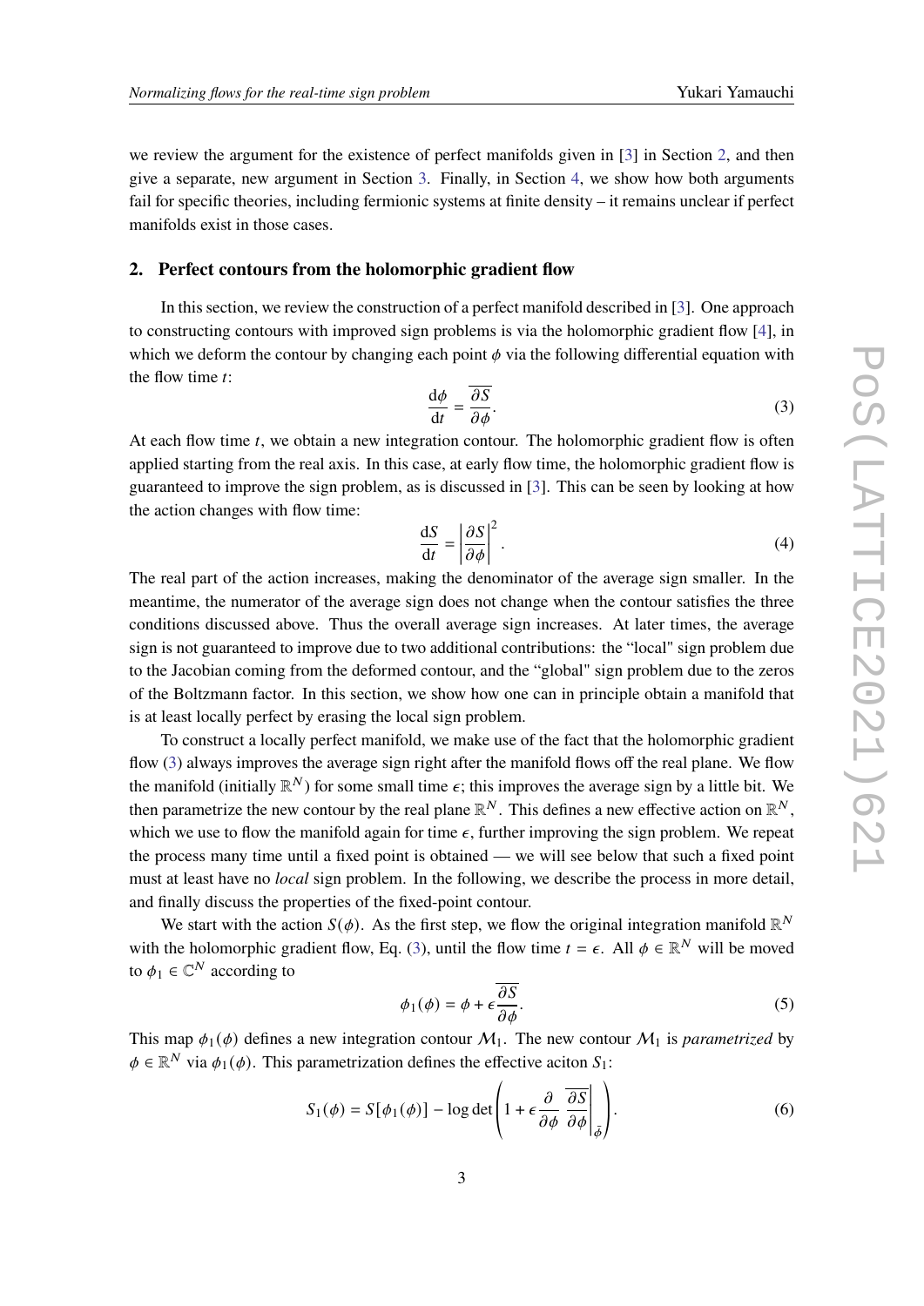we review the argument for the existence of perfect manifolds given in [3] in Section 2, and then give a separate, new argument in Section 3. Finally, in Section 4, we show how both arguments fail for specific theories, including fermionic systems at finite density – it remains unclear if perfect manifolds exist in those cases.

## 2. Perfect contours from the holomorphic gradient flow

In this section, we review the construction of a perfect manifold described in [3]. One approach to constructing contours with improved sign problems is via the holomorphic gradient flow [4], in which we deform the contour by changing each point $\phi$ via the following differential equation with the flow time $t$:

$$\frac{\mathrm{d}\phi}{\mathrm{d}t} = \overline{\frac{\partial S}{\partial \phi}}. \tag{3}$$

At each flow time $t$, we obtain a new integration contour. The holomorphic gradient flow is often applied starting from the real axis. In this case, at early flow time, the holomorphic gradient flow is guaranteed to improve the sign problem, as is discussed in [3]. This can be seen by looking at how the action changes with flow time:

$$\frac{\mathrm{d}S}{\mathrm{d}t} = \left|\frac{\partial S}{\partial \phi}\right|^2. \tag{4}$$

The real part of the action increases, making the denominator of the average sign smaller. In the meantime, the numerator of the average sign does not change when the contour satisfies the three conditions discussed above. Thus the overall average sign increases. At later times, the average sign is not guaranteed to improve due to two additional contributions: the "local" sign problem due to the Jacobian coming from the deformed contour, and the "global" sign problem due to the zeros of the Boltzmann factor. In this section, we show how one can in principle obtain a manifold that is at least locally perfect by erasing the local sign problem.

To construct a locally perfect manifold, we make use of the fact that the holomorphic gradient flow (3) always improves the average sign right after the manifold flows off the real plane. We flow the manifold (initially $\mathbb{R}^N$) for some small time $\epsilon$; this improves the average sign by a little bit. We then parametrize the new contour by the real plane $\mathbb{R}^N$. This defines a new effective action on $\mathbb{R}^N$, which we use to flow the manifold again for time $\epsilon$, further improving the sign problem. We repeat the process many time until a fixed point is obtained — we will see below that such a fixed point must at least have no *local* sign problem. In the following, we describe the process in more detail, and finally discuss the properties of the fixed-point contour.

We start with the action $S(\phi)$. As the first step, we flow the original integration manifold $\mathbb{R}^N$ with the holomorphic gradient flow, Eq. (3), until the flow time $t = \epsilon$. All $\phi \in \mathbb{R}^N$ will be moved to $\phi_1 \in \mathbb{C}^N$ according to

$$\phi_1(\phi) = \phi + \epsilon \overline{\frac{\partial S}{\partial \phi}}. \tag{5}$$

This map $\phi_1(\phi)$ defines a new integration contour $\mathcal{M}_1$. The new contour $\mathcal{M}_1$ is *parametrized* by $\phi \in \mathbb{R}^N$ via $\phi_1(\phi)$. This parametrization defines the effective aciton $S_1$:

$$S_1(\phi) = S[\phi_1(\phi)] - \log\det\left(1 + \epsilon \frac{\partial}{\partial \phi} \left.\overline{\frac{\partial S}{\partial \phi}}\right|_{\bar{\phi}}\right). \tag{6}$$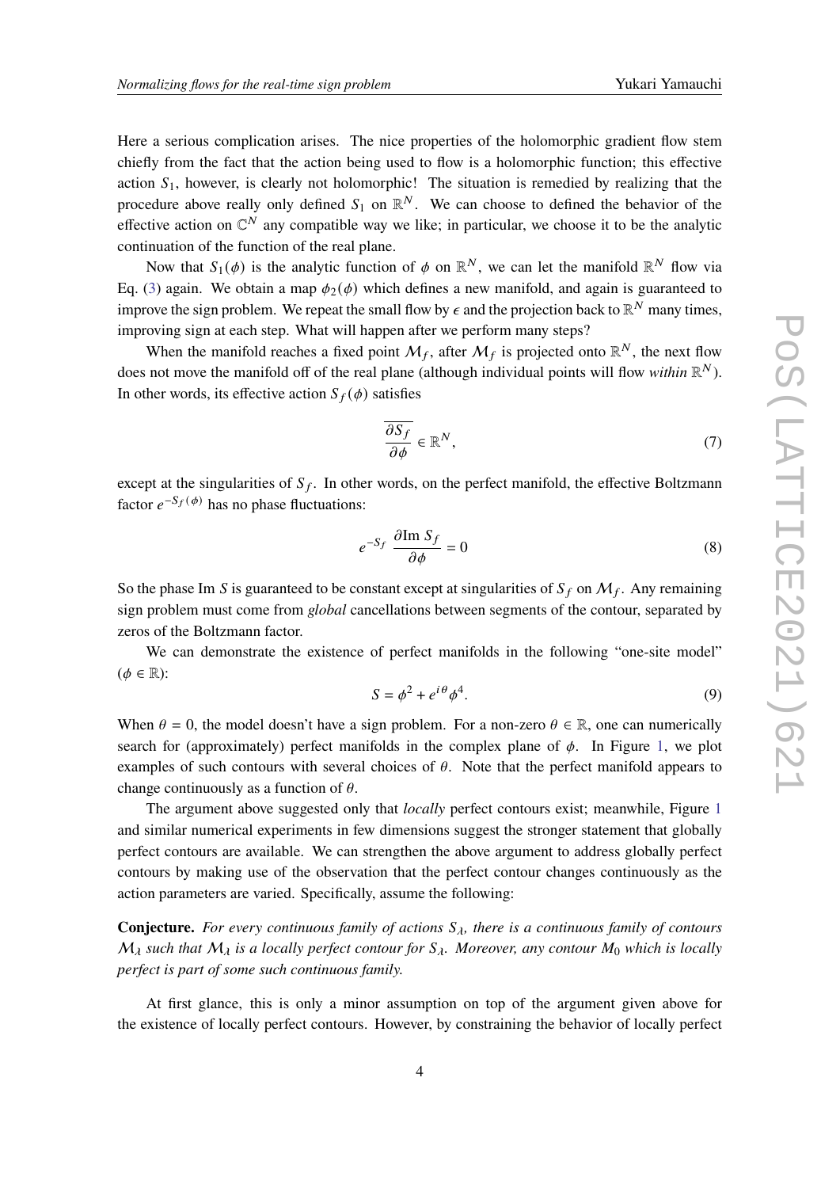Here a serious complication arises. The nice properties of the holomorphic gradient flow stem chiefly from the fact that the action being used to flow is a holomorphic function; this effective action $S_1$, however, is clearly not holomorphic! The situation is remedied by realizing that the procedure above really only defined $S_1$ on $\mathbb{R}^N$. We can choose to defined the behavior of the effective action on $\mathbb{C}^N$ any compatible way we like; in particular, we choose it to be the analytic continuation of the function of the real plane.

Now that $S_1(\phi)$ is the analytic function of $\phi$ on $\mathbb{R}^N$, we can let the manifold $\mathbb{R}^N$ flow via Eq. (3) again. We obtain a map $\phi_2(\phi)$ which defines a new manifold, and again is guaranteed to improve the sign problem. We repeat the small flow by $\epsilon$ and the projection back to $\mathbb{R}^N$ many times, improving sign at each step. What will happen after we perform many steps?

When the manifold reaches a fixed point $\mathcal{M}_f$, after $\mathcal{M}_f$ is projected onto $\mathbb{R}^N$, the next flow does not move the manifold off of the real plane (although individual points will flow *within* $\mathbb{R}^N$). In other words, its effective action $S_f(\phi)$ satisfies

$$\overline{\frac{\partial S_f}{\partial \phi}} \in \mathbb{R}^N, \tag{7}$$

except at the singularities of $S_f$. In other words, on the perfect manifold, the effective Boltzmann factor $e^{-S_f(\phi)}$ has no phase fluctuations:

$$e^{-S_f} \; \frac{\partial \text{Im}\, S_f}{\partial \phi} = 0 \tag{8}$$

So the phase Im $S$ is guaranteed to be constant except at singularities of $S_f$ on $\mathcal{M}_f$. Any remaining sign problem must come from *global* cancellations between segments of the contour, separated by zeros of the Boltzmann factor.

We can demonstrate the existence of perfect manifolds in the following "one-site model" ($\phi \in \mathbb{R}$):

$$S = \phi^2 + e^{i\theta}\phi^4. \tag{9}$$

When $\theta = 0$, the model doesn't have a sign problem. For a non-zero $\theta \in \mathbb{R}$, one can numerically search for (approximately) perfect manifolds in the complex plane of $\phi$. In Figure 1, we plot examples of such contours with several choices of $\theta$. Note that the perfect manifold appears to change continuously as a function of $\theta$.

The argument above suggested only that *locally* perfect contours exist; meanwhile, Figure 1 and similar numerical experiments in few dimensions suggest the stronger statement that globally perfect contours are available. We can strengthen the above argument to address globally perfect contours by making use of the observation that the perfect contour changes continuously as the action parameters are varied. Specifically, assume the following:

**Conjecture.** *For every continuous family of actions $S_\lambda$, there is a continuous family of contours $\mathcal{M}_\lambda$ such that $\mathcal{M}_\lambda$ is a locally perfect contour for $S_\lambda$. Moreover, any contour $M_0$ which is locally perfect is part of some such continuous family.*

At first glance, this is only a minor assumption on top of the argument given above for the existence of locally perfect contours. However, by constraining the behavior of locally perfect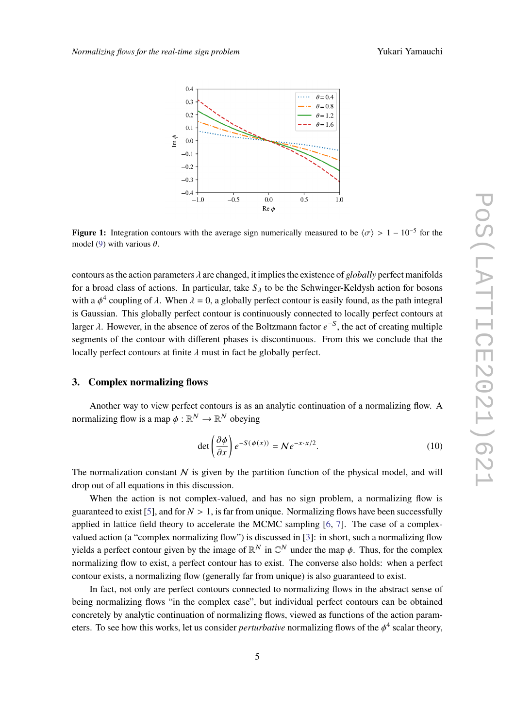**Figure 1:** Integration contours with the average sign numerically measured to be $\langle\sigma\rangle > 1 - 10^{-5}$ for the model (9) with various $\theta$.

contours as the action parameters $\lambda$ are changed, it implies the existence of *globally* perfect manifolds for a broad class of actions. In particular, take $S_\lambda$ to be the Schwinger-Keldysh action for bosons with a $\phi^4$ coupling of $\lambda$. When $\lambda = 0$, a globally perfect contour is easily found, as the path integral is Gaussian. This globally perfect contour is continuously connected to locally perfect contours at larger $\lambda$. However, in the absence of zeros of the Boltzmann factor $e^{-S}$, the act of creating multiple segments of the contour with different phases is discontinuous. From this we conclude that the locally perfect contours at finite $\lambda$ must in fact be globally perfect.

## 3. Complex normalizing flows

Another way to view perfect contours is as an analytic continuation of a normalizing flow. A normalizing flow is a map $\phi : \mathbb{R}^N \to \mathbb{R}^N$ obeying

$$\det\left(\frac{\partial\phi}{\partial x}\right) e^{-S(\phi(x))} = \mathcal{N} e^{-x\cdot x/2}. \tag{10}$$

The normalization constant $\mathcal{N}$ is given by the partition function of the physical model, and will drop out of all equations in this discussion.

When the action is not complex-valued, and has no sign problem, a normalizing flow is guaranteed to exist [5], and for $N > 1$, is far from unique. Normalizing flows have been successfully applied in lattice field theory to accelerate the MCMC sampling [6, 7]. The case of a complex-valued action (a "complex normalizing flow") is discussed in [3]: in short, such a normalizing flow yields a perfect contour given by the image of $\mathbb{R}^N$ in $\mathbb{C}^N$ under the map $\phi$. Thus, for the complex normalizing flow to exist, a perfect contour has to exist. The converse also holds: when a perfect contour exists, a normalizing flow (generally far from unique) is also guaranteed to exist.

In fact, not only are perfect contours connected to normalizing flows in the abstract sense of being normalizing flows "in the complex case", but individual perfect contours can be obtained concretely by analytic continuation of normalizing flows, viewed as functions of the action parameters. To see how this works, let us consider *perturbative* normalizing flows of the $\phi^4$ scalar theory,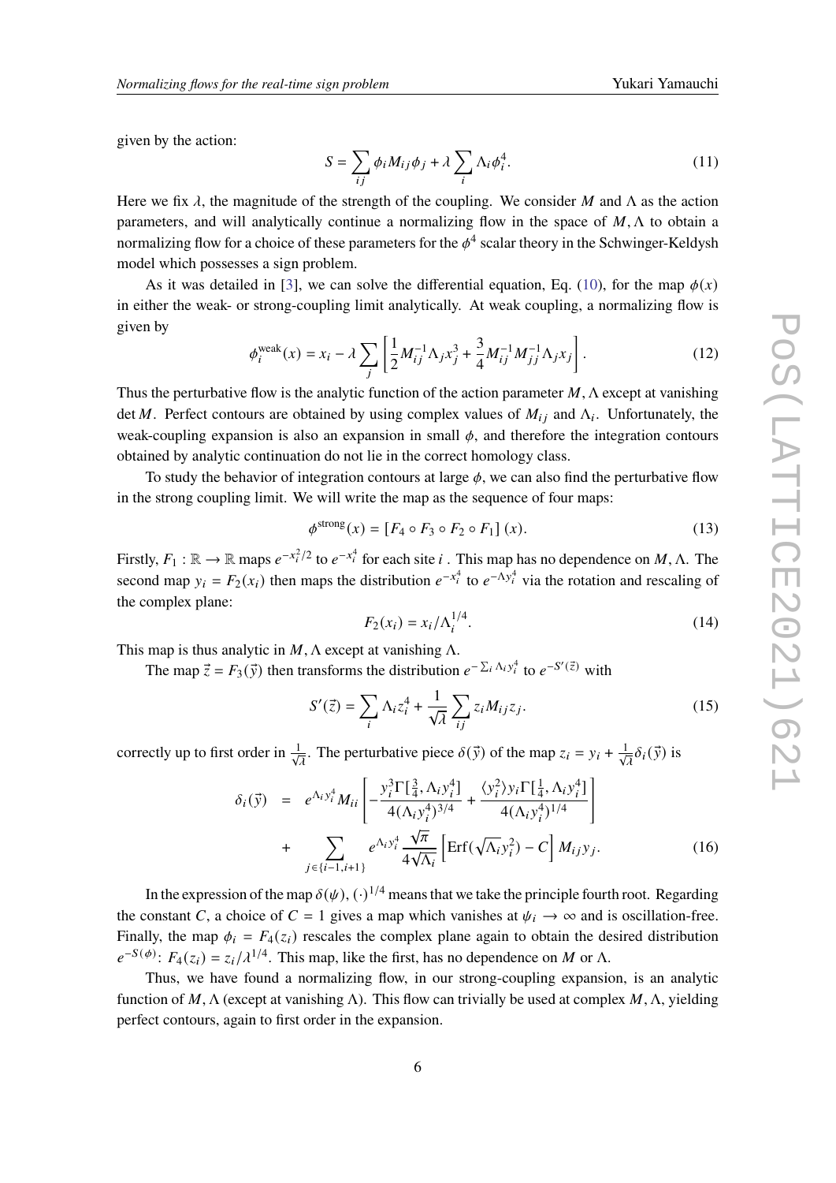given by the action:

$$S = \sum_{ij} \phi_i M_{ij} \phi_j + \lambda \sum_i \Lambda_i \phi_i^4. \tag{11}$$

Here we fix $\lambda$, the magnitude of the strength of the coupling. We consider $M$ and $\Lambda$ as the action parameters, and will analytically continue a normalizing flow in the space of $M, \Lambda$ to obtain a normalizing flow for a choice of these parameters for the $\phi^4$ scalar theory in the Schwinger-Keldysh model which possesses a sign problem.

As it was detailed in [3], we can solve the differential equation, Eq. (10), for the map $\phi(x)$ in either the weak- or strong-coupling limit analytically. At weak coupling, a normalizing flow is given by

$$\phi_i^{\text{weak}}(x) = x_i - \lambda \sum_j \left[ \frac{1}{2} M_{ij}^{-1} \Lambda_j x_j^3 + \frac{3}{4} M_{ij}^{-1} M_{jj}^{-1} \Lambda_j x_j \right]. \tag{12}$$

Thus the perturbative flow is the analytic function of the action parameter $M, \Lambda$ except at vanishing $\det M$. Perfect contours are obtained by using complex values of $M_{ij}$ and $\Lambda_i$. Unfortunately, the weak-coupling expansion is also an expansion in small $\phi$, and therefore the integration contours obtained by analytic continuation do not lie in the correct homology class.

To study the behavior of integration contours at large $\phi$, we can also find the perturbative flow in the strong coupling limit. We will write the map as the sequence of four maps:

$$\phi^{\text{strong}}(x) = [F_4 \circ F_3 \circ F_2 \circ F_1](x). \tag{13}$$

Firstly, $F_1 : \mathbb{R} \to \mathbb{R}$ maps $e^{-x_i^2/2}$ to $e^{-x_i^4}$ for each site $i$ . This map has no dependence on $M, \Lambda$. The second map $y_i = F_2(x_i)$ then maps the distribution $e^{-x_i^4}$ to $e^{-\Lambda y_i^4}$ via the rotation and rescaling of the complex plane:

$$F_2(x_i) = x_i / \Lambda_i^{1/4}. \tag{14}$$

This map is thus analytic in $M, \Lambda$ except at vanishing $\Lambda$.

The map $\vec{z} = F_3(\vec{y})$ then transforms the distribution $e^{-\sum_i \Lambda_i y_i^4}$ to $e^{-S'(\vec{z})}$ with

$$S'(\vec{z}) = \sum_i \Lambda_i z_i^4 + \frac{1}{\sqrt{\lambda}} \sum_{ij} z_i M_{ij} z_j. \tag{15}$$

correctly up to first order in $\frac{1}{\sqrt{\lambda}}$. The perturbative piece $\delta(\vec{y})$ of the map $z_i = y_i + \frac{1}{\sqrt{\lambda}} \delta_i(\vec{y})$ is

$$\begin{aligned}
\delta_i(\vec{y}) &= e^{\Lambda_i y_i^4} M_{ii} \left[ -\frac{y_i^3 \Gamma[\frac{3}{4}, \Lambda_i y_i^4]}{4(\Lambda_i y_i^4)^{3/4}} + \frac{\langle y_i^2 \rangle y_i \Gamma[\frac{1}{4}, \Lambda_i y_i^4]}{4(\Lambda_i y_i^4)^{1/4}} \right] \\
&+ \sum_{j \in \{i-1, i+1\}} e^{\Lambda_i y_i^4} \frac{\sqrt{\pi}}{4\sqrt{\Lambda_i}} \left[ \text{Erf}(\sqrt{\Lambda_i} y_i^2) - C \right] M_{ij} y_j.
\end{aligned} \tag{16}$$

In the expression of the map $\delta(\psi)$, $(\cdot)^{1/4}$ means that we take the principle fourth root. Regarding the constant $C$, a choice of $C = 1$ gives a map which vanishes at $\psi_i \to \infty$ and is oscillation-free. Finally, the map $\phi_i = F_4(z_i)$ rescales the complex plane again to obtain the desired distribution $e^{-S(\phi)}$: $F_4(z_i) = z_i / \lambda^{1/4}$. This map, like the first, has no dependence on $M$ or $\Lambda$.

Thus, we have found a normalizing flow, in our strong-coupling expansion, is an analytic function of $M, \Lambda$ (except at vanishing $\Lambda$). This flow can trivially be used at complex $M, \Lambda$, yielding perfect contours, again to first order in the expansion.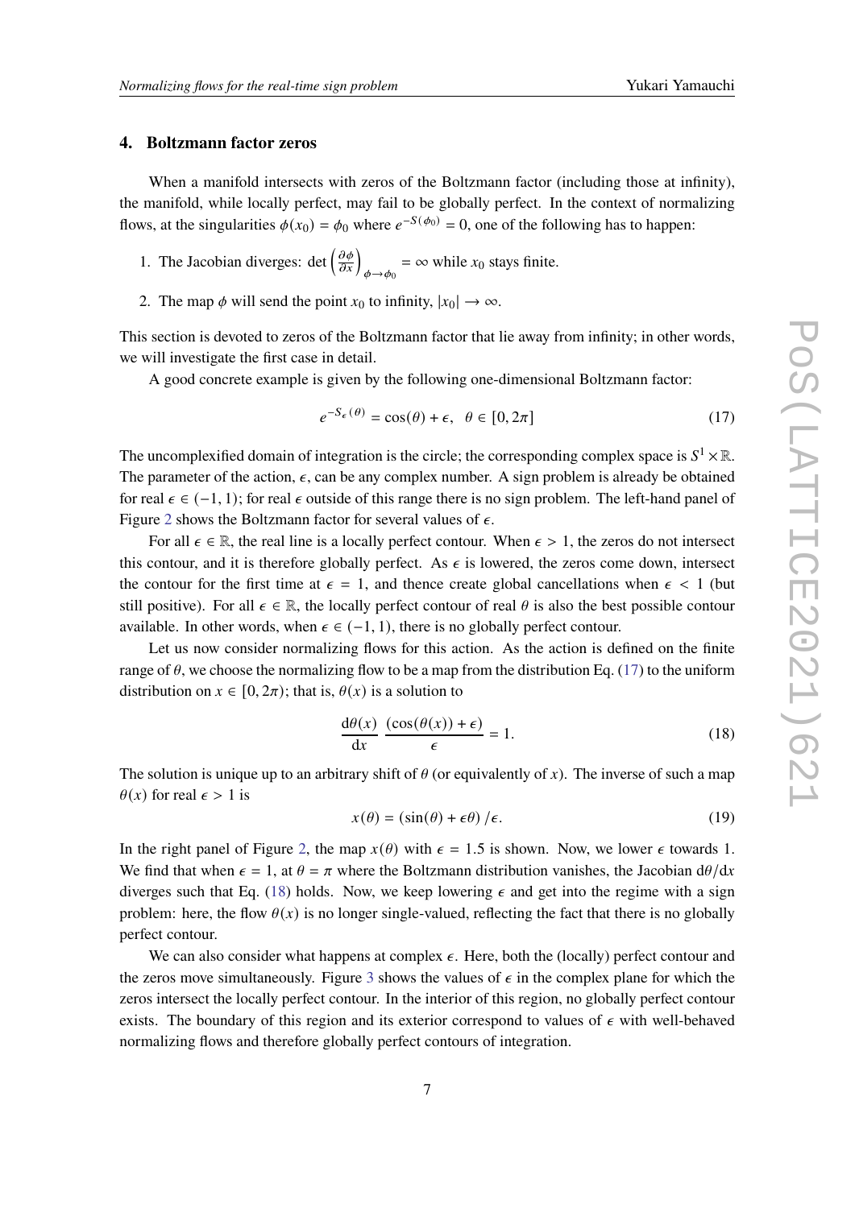## 4. Boltzmann factor zeros

When a manifold intersects with zeros of the Boltzmann factor (including those at infinity), the manifold, while locally perfect, may fail to be globally perfect. In the context of normalizing flows, at the singularities $\phi(x_0) = \phi_0$ where $e^{-S(\phi_0)} = 0$, one of the following has to happen:

1. The Jacobian diverges: $\det\left(\frac{\partial \phi}{\partial x}\right)_{\phi \to \phi_0} = \infty$ while $x_0$ stays finite.
2. The map $\phi$ will send the point $x_0$ to infinity, $|x_0| \to \infty$.

This section is devoted to zeros of the Boltzmann factor that lie away from infinity; in other words, we will investigate the first case in detail.

A good concrete example is given by the following one-dimensional Boltzmann factor:

$$e^{-S_\epsilon(\theta)} = \cos(\theta) + \epsilon, \quad \theta \in [0, 2\pi] \tag{17}$$

The uncomplexified domain of integration is the circle; the corresponding complex space is $S^1 \times \mathbb{R}$. The parameter of the action, $\epsilon$, can be any complex number. A sign problem is already be obtained for real $\epsilon \in (-1, 1)$; for real $\epsilon$ outside of this range there is no sign problem. The left-hand panel of Figure 2 shows the Boltzmann factor for several values of $\epsilon$.

For all $\epsilon \in \mathbb{R}$, the real line is a locally perfect contour. When $\epsilon > 1$, the zeros do not intersect this contour, and it is therefore globally perfect. As $\epsilon$ is lowered, the zeros come down, intersect the contour for the first time at $\epsilon = 1$, and thence create global cancellations when $\epsilon < 1$ (but still positive). For all $\epsilon \in \mathbb{R}$, the locally perfect contour of real $\theta$ is also the best possible contour available. In other words, when $\epsilon \in (-1, 1)$, there is no globally perfect contour.

Let us now consider normalizing flows for this action. As the action is defined on the finite range of $\theta$, we choose the normalizing flow to be a map from the distribution Eq. (17) to the uniform distribution on $x \in [0, 2\pi)$; that is, $\theta(x)$ is a solution to

$$\frac{\mathrm{d}\theta(x)}{\mathrm{d}x} \, \frac{(\cos(\theta(x)) + \epsilon)}{\epsilon} = 1. \tag{18}$$

The solution is unique up to an arbitrary shift of $\theta$ (or equivalently of $x$). The inverse of such a map $\theta(x)$ for real $\epsilon > 1$ is

$$x(\theta) = (\sin(\theta) + \epsilon\theta) / \epsilon. \tag{19}$$

In the right panel of Figure 2, the map $x(\theta)$ with $\epsilon = 1.5$ is shown. Now, we lower $\epsilon$ towards 1. We find that when $\epsilon = 1$, at $\theta = \pi$ where the Boltzmann distribution vanishes, the Jacobian $\mathrm{d}\theta/\mathrm{d}x$ diverges such that Eq. (18) holds. Now, we keep lowering $\epsilon$ and get into the regime with a sign problem: here, the flow $\theta(x)$ is no longer single-valued, reflecting the fact that there is no globally perfect contour.

We can also consider what happens at complex $\epsilon$. Here, both the (locally) perfect contour and the zeros move simultaneously. Figure 3 shows the values of $\epsilon$ in the complex plane for which the zeros intersect the locally perfect contour. In the interior of this region, no globally perfect contour exists. The boundary of this region and its exterior correspond to values of $\epsilon$ with well-behaved normalizing flows and therefore globally perfect contours of integration.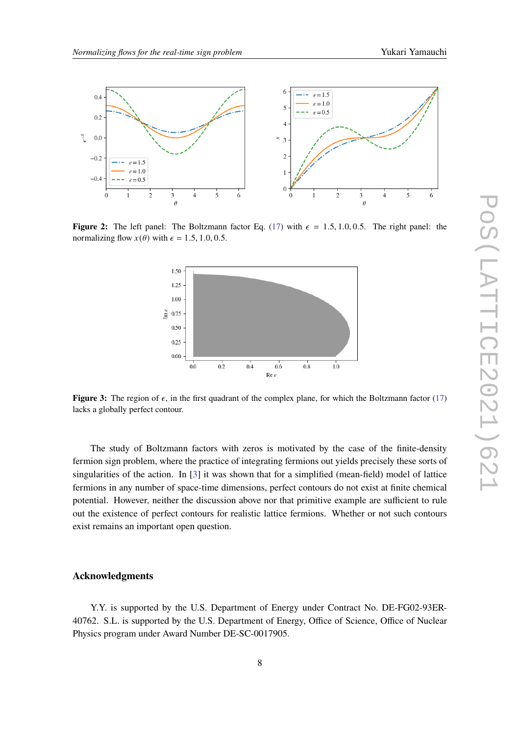**Figure 2:** The left panel: The Boltzmann factor Eq. (17) with $\epsilon = 1.5, 1.0, 0.5$. The right panel: the normalizing flow $x(\theta)$ with $\epsilon = 1.5, 1.0, 0.5$.

**Figure 3:** The region of $\epsilon$, in the first quadrant of the complex plane, for which the Boltzmann factor (17) lacks a globally perfect contour.

The study of Boltzmann factors with zeros is motivated by the case of the finite-density fermion sign problem, where the practice of integrating fermions out yields precisely these sorts of singularities of the action. In [3] it was shown that for a simplified (mean-field) model of lattice fermions in any number of space-time dimensions, perfect contours do not exist at finite chemical potential. However, neither the discussion above nor that primitive example are sufficient to rule out the existence of perfect contours for realistic lattice fermions. Whether or not such contours exist remains an important open question.

## Acknowledgments

Y.Y. is supported by the U.S. Department of Energy under Contract No. DE-FG02-93ER-40762. S.L. is supported by the U.S. Department of Energy, Office of Science, Office of Nuclear Physics program under Award Number DE-SC-0017905.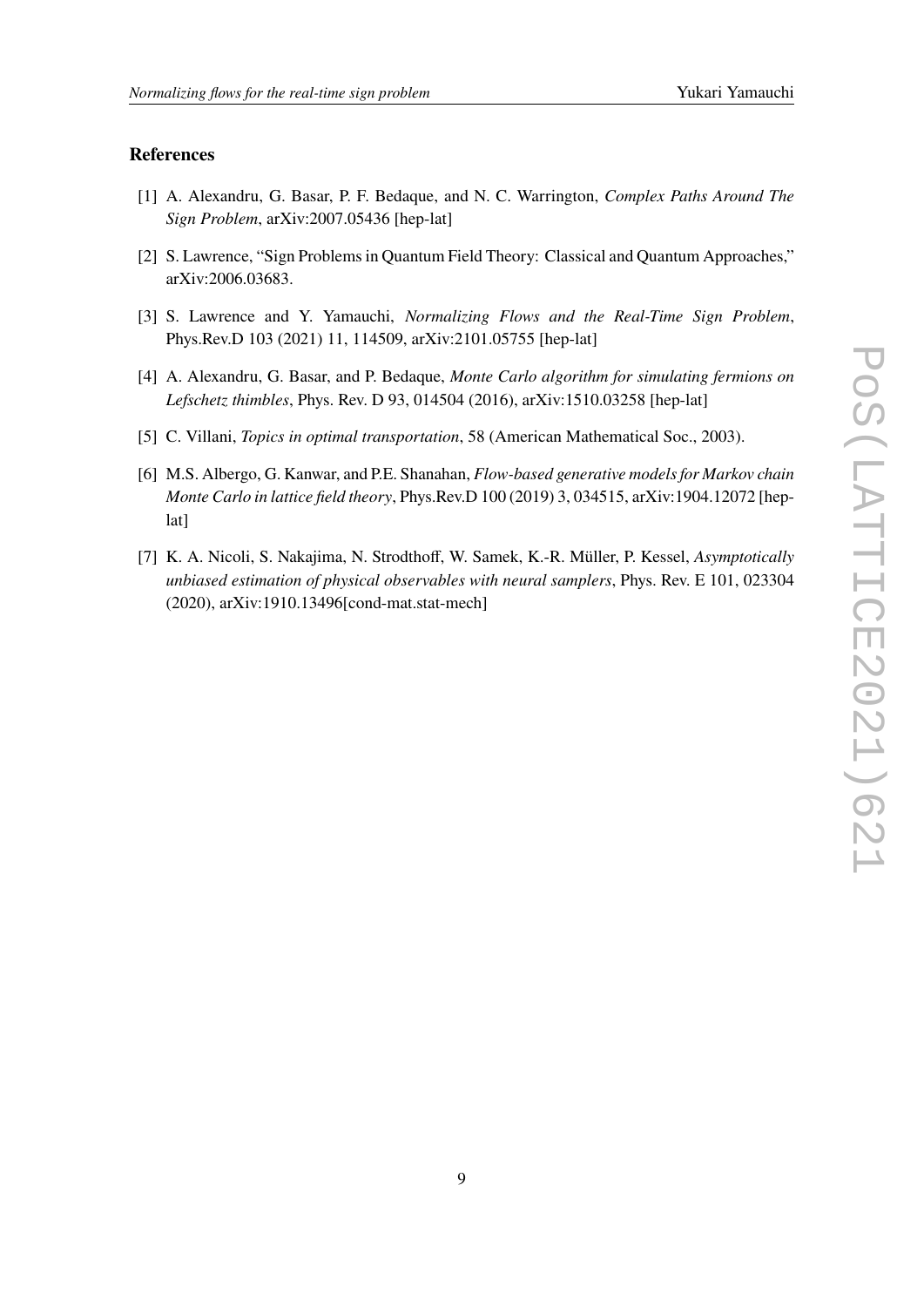## References

[1] A. Alexandru, G. Basar, P. F. Bedaque, and N. C. Warrington, *Complex Paths Around The Sign Problem*, arXiv:2007.05436 [hep-lat]

[2] S. Lawrence, "Sign Problems in Quantum Field Theory: Classical and Quantum Approaches," arXiv:2006.03683.

[3] S. Lawrence and Y. Yamauchi, *Normalizing Flows and the Real-Time Sign Problem*, Phys.Rev.D 103 (2021) 11, 114509, arXiv:2101.05755 [hep-lat]

[4] A. Alexandru, G. Basar, and P. Bedaque, *Monte Carlo algorithm for simulating fermions on Lefschetz thimbles*, Phys. Rev. D 93, 014504 (2016), arXiv:1510.03258 [hep-lat]

[5] C. Villani, *Topics in optimal transportation*, 58 (American Mathematical Soc., 2003).

[6] M.S. Albergo, G. Kanwar, and P.E. Shanahan, *Flow-based generative models for Markov chain Monte Carlo in lattice field theory*, Phys.Rev.D 100 (2019) 3, 034515, arXiv:1904.12072 [hep-lat]

[7] K. A. Nicoli, S. Nakajima, N. Strodthoff, W. Samek, K.-R. Müller, P. Kessel, *Asymptotically unbiased estimation of physical observables with neural samplers*, Phys. Rev. E 101, 023304 (2020), arXiv:1910.13496[cond-mat.stat-mech]